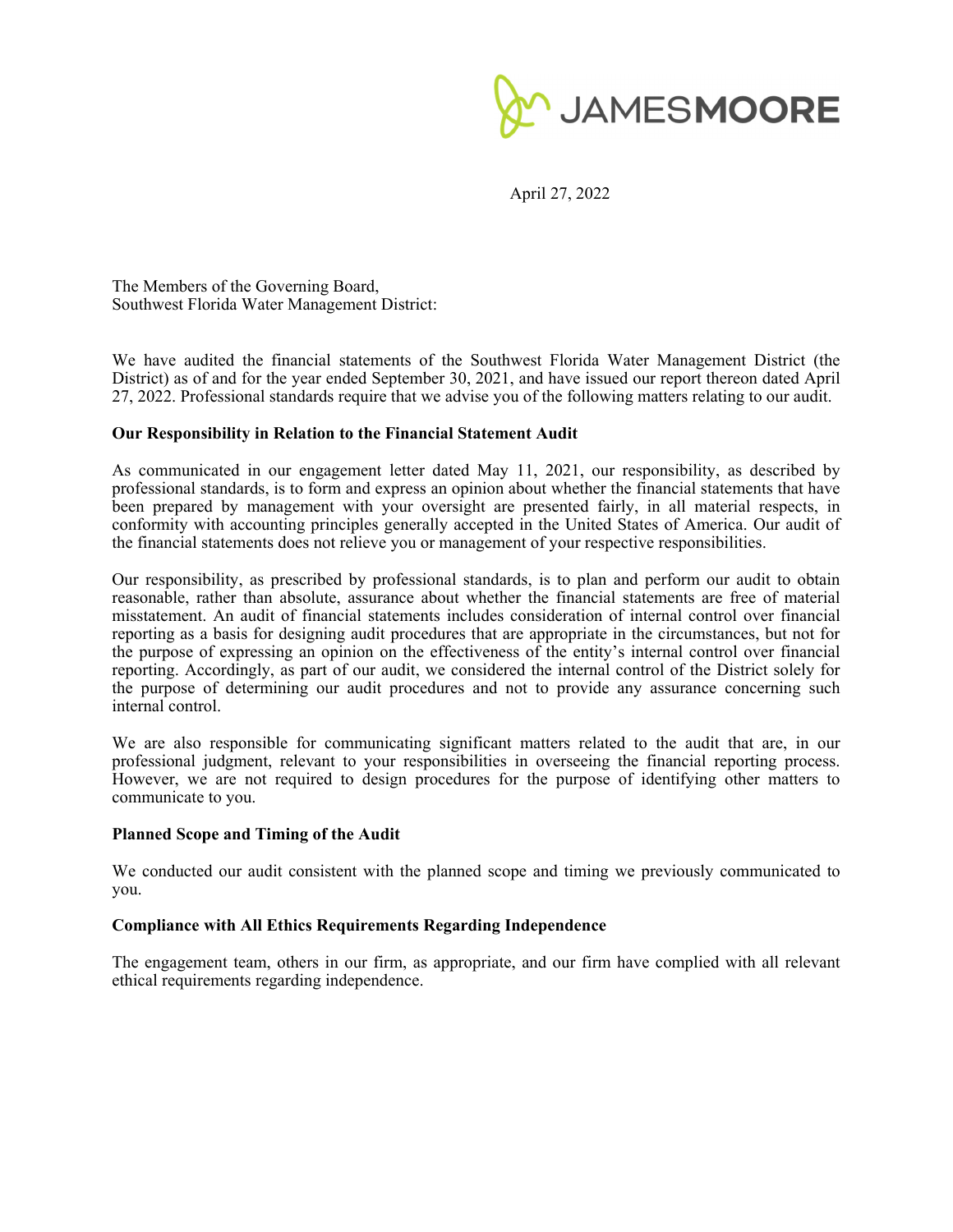JAMESMOORE

April 27, 2022

The Members of the Governing Board,
Southwest Florida Water Management District:

We have audited the financial statements of the Southwest Florida Water Management District (the District) as of and for the year ended September 30, 2021, and have issued our report thereon dated April 27, 2022. Professional standards require that we advise you of the following matters relating to our audit.

**Our Responsibility in Relation to the Financial Statement Audit**

As communicated in our engagement letter dated May 11, 2021, our responsibility, as described by professional standards, is to form and express an opinion about whether the financial statements that have been prepared by management with your oversight are presented fairly, in all material respects, in conformity with accounting principles generally accepted in the United States of America. Our audit of the financial statements does not relieve you or management of your respective responsibilities.

Our responsibility, as prescribed by professional standards, is to plan and perform our audit to obtain reasonable, rather than absolute, assurance about whether the financial statements are free of material misstatement. An audit of financial statements includes consideration of internal control over financial reporting as a basis for designing audit procedures that are appropriate in the circumstances, but not for the purpose of expressing an opinion on the effectiveness of the entity's internal control over financial reporting. Accordingly, as part of our audit, we considered the internal control of the District solely for the purpose of determining our audit procedures and not to provide any assurance concerning such internal control.

We are also responsible for communicating significant matters related to the audit that are, in our professional judgment, relevant to your responsibilities in overseeing the financial reporting process. However, we are not required to design procedures for the purpose of identifying other matters to communicate to you.

**Planned Scope and Timing of the Audit**

We conducted our audit consistent with the planned scope and timing we previously communicated to you.

**Compliance with All Ethics Requirements Regarding Independence**

The engagement team, others in our firm, as appropriate, and our firm have complied with all relevant ethical requirements regarding independence.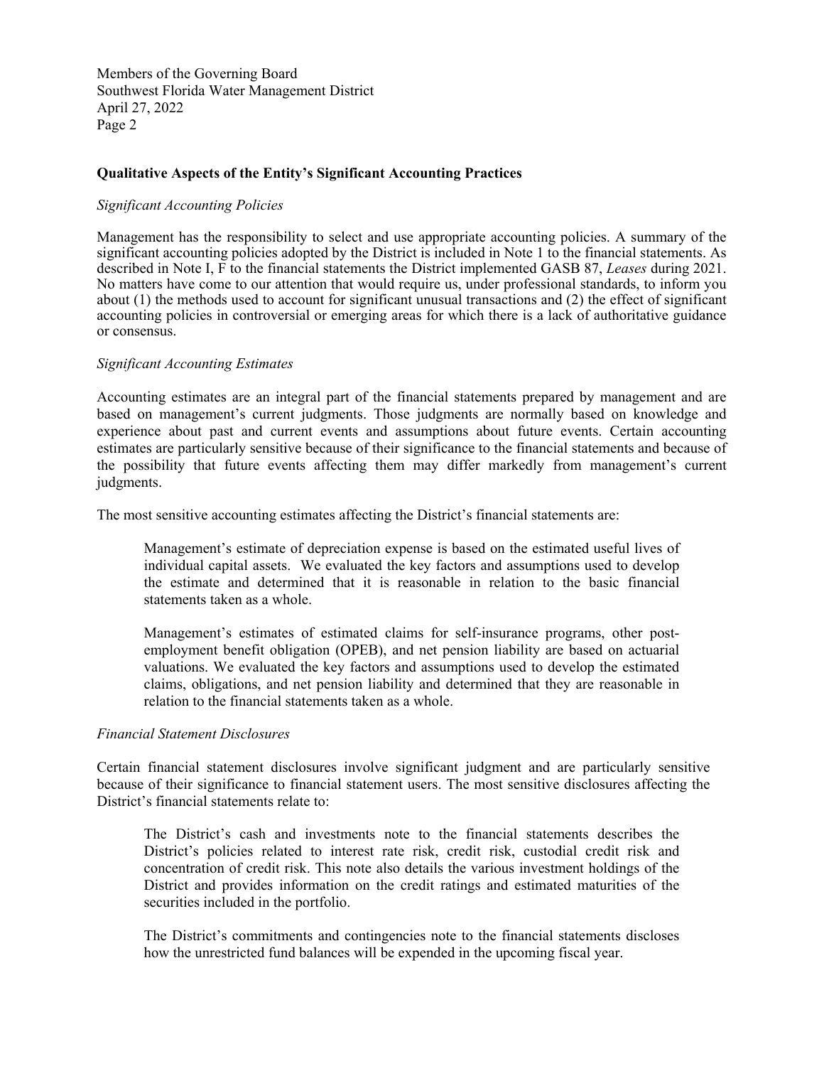Members of the Governing Board
Southwest Florida Water Management District
April 27, 2022
Page 2

**Qualitative Aspects of the Entity's Significant Accounting Practices**

*Significant Accounting Policies*

Management has the responsibility to select and use appropriate accounting policies. A summary of the significant accounting policies adopted by the District is included in Note 1 to the financial statements. As described in Note I, F to the financial statements the District implemented GASB 87, *Leases* during 2021. No matters have come to our attention that would require us, under professional standards, to inform you about (1) the methods used to account for significant unusual transactions and (2) the effect of significant accounting policies in controversial or emerging areas for which there is a lack of authoritative guidance or consensus.

*Significant Accounting Estimates*

Accounting estimates are an integral part of the financial statements prepared by management and are based on management's current judgments. Those judgments are normally based on knowledge and experience about past and current events and assumptions about future events. Certain accounting estimates are particularly sensitive because of their significance to the financial statements and because of the possibility that future events affecting them may differ markedly from management's current judgments.

The most sensitive accounting estimates affecting the District's financial statements are:

> Management's estimate of depreciation expense is based on the estimated useful lives of individual capital assets. We evaluated the key factors and assumptions used to develop the estimate and determined that it is reasonable in relation to the basic financial statements taken as a whole.
>
> Management's estimates of estimated claims for self-insurance programs, other post-employment benefit obligation (OPEB), and net pension liability are based on actuarial valuations. We evaluated the key factors and assumptions used to develop the estimated claims, obligations, and net pension liability and determined that they are reasonable in relation to the financial statements taken as a whole.

*Financial Statement Disclosures*

Certain financial statement disclosures involve significant judgment and are particularly sensitive because of their significance to financial statement users. The most sensitive disclosures affecting the District's financial statements relate to:

> The District's cash and investments note to the financial statements describes the District's policies related to interest rate risk, credit risk, custodial credit risk and concentration of credit risk. This note also details the various investment holdings of the District and provides information on the credit ratings and estimated maturities of the securities included in the portfolio.
>
> The District's commitments and contingencies note to the financial statements discloses how the unrestricted fund balances will be expended in the upcoming fiscal year.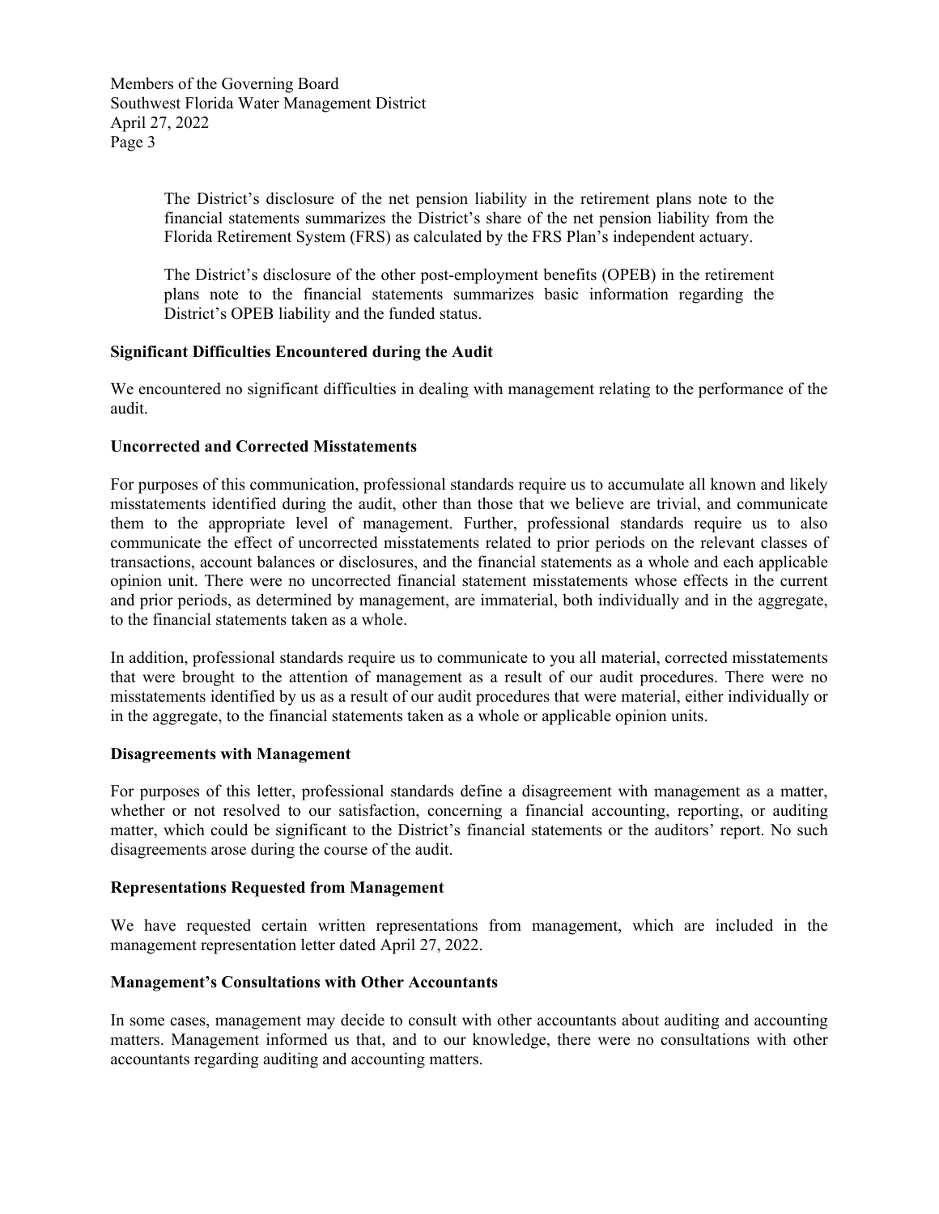The District's disclosure of the net pension liability in the retirement plans note to the financial statements summarizes the District's share of the net pension liability from the Florida Retirement System (FRS) as calculated by the FRS Plan's independent actuary.

The District's disclosure of the other post-employment benefits (OPEB) in the retirement plans note to the financial statements summarizes basic information regarding the District's OPEB liability and the funded status.

**Significant Difficulties Encountered during the Audit**

We encountered no significant difficulties in dealing with management relating to the performance of the audit.

**Uncorrected and Corrected Misstatements**

For purposes of this communication, professional standards require us to accumulate all known and likely misstatements identified during the audit, other than those that we believe are trivial, and communicate them to the appropriate level of management. Further, professional standards require us to also communicate the effect of uncorrected misstatements related to prior periods on the relevant classes of transactions, account balances or disclosures, and the financial statements as a whole and each applicable opinion unit. There were no uncorrected financial statement misstatements whose effects in the current and prior periods, as determined by management, are immaterial, both individually and in the aggregate, to the financial statements taken as a whole.

In addition, professional standards require us to communicate to you all material, corrected misstatements that were brought to the attention of management as a result of our audit procedures. There were no misstatements identified by us as a result of our audit procedures that were material, either individually or in the aggregate, to the financial statements taken as a whole or applicable opinion units.

**Disagreements with Management**

For purposes of this letter, professional standards define a disagreement with management as a matter, whether or not resolved to our satisfaction, concerning a financial accounting, reporting, or auditing matter, which could be significant to the District's financial statements or the auditors' report. No such disagreements arose during the course of the audit.

**Representations Requested from Management**

We have requested certain written representations from management, which are included in the management representation letter dated April 27, 2022.

**Management's Consultations with Other Accountants**

In some cases, management may decide to consult with other accountants about auditing and accounting matters. Management informed us that, and to our knowledge, there were no consultations with other accountants regarding auditing and accounting matters.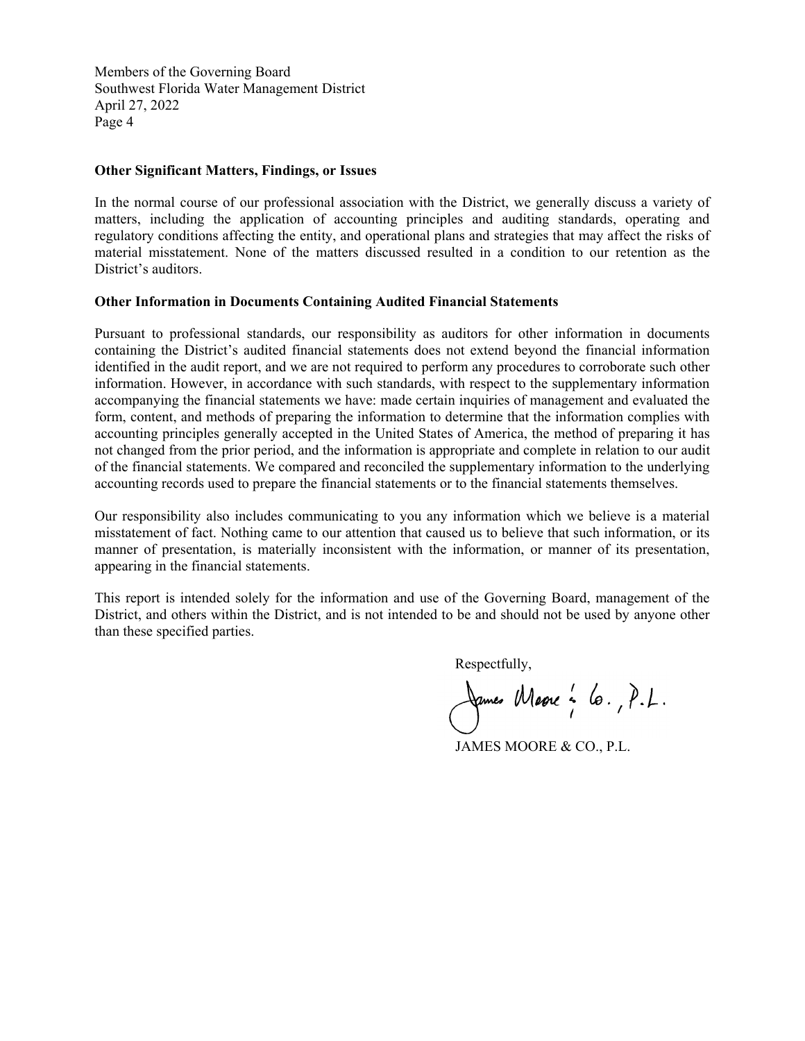Members of the Governing Board
Southwest Florida Water Management District
April 27, 2022
Page 4

**Other Significant Matters, Findings, or Issues**

In the normal course of our professional association with the District, we generally discuss a variety of matters, including the application of accounting principles and auditing standards, operating and regulatory conditions affecting the entity, and operational plans and strategies that may affect the risks of material misstatement. None of the matters discussed resulted in a condition to our retention as the District's auditors.

**Other Information in Documents Containing Audited Financial Statements**

Pursuant to professional standards, our responsibility as auditors for other information in documents containing the District's audited financial statements does not extend beyond the financial information identified in the audit report, and we are not required to perform any procedures to corroborate such other information. However, in accordance with such standards, with respect to the supplementary information accompanying the financial statements we have: made certain inquiries of management and evaluated the form, content, and methods of preparing the information to determine that the information complies with accounting principles generally accepted in the United States of America, the method of preparing it has not changed from the prior period, and the information is appropriate and complete in relation to our audit of the financial statements. We compared and reconciled the supplementary information to the underlying accounting records used to prepare the financial statements or to the financial statements themselves.

Our responsibility also includes communicating to you any information which we believe is a material misstatement of fact. Nothing came to our attention that caused us to believe that such information, or its manner of presentation, is materially inconsistent with the information, or manner of its presentation, appearing in the financial statements.

This report is intended solely for the information and use of the Governing Board, management of the District, and others within the District, and is not intended to be and should not be used by anyone other than these specified parties.

Respectfully,

James Moore & Co., P.L.

JAMES MOORE & CO., P.L.